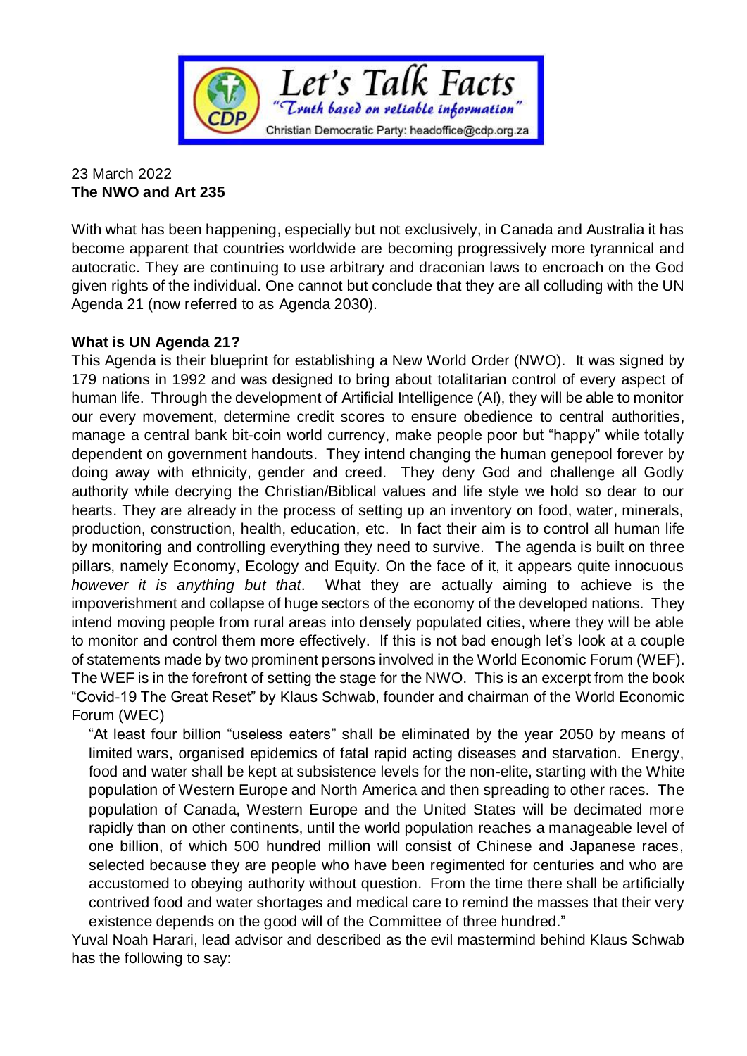**Let's Talk Facts**

*"Truth based on reliable information"*

Christian Democratic Party: headoffice@cdp.org.za

23 March 2022

**The NWO and Art 235**

With what has been happening, especially but not exclusively, in Canada and Australia it has become apparent that countries worldwide are becoming progressively more tyrannical and autocratic. They are continuing to use arbitrary and draconian laws to encroach on the God given rights of the individual. One cannot but conclude that they are all colluding with the UN Agenda 21 (now referred to as Agenda 2030).

**What is UN Agenda 21?**

This Agenda is their blueprint for establishing a New World Order (NWO). It was signed by 179 nations in 1992 and was designed to bring about totalitarian control of every aspect of human life. Through the development of Artificial Intelligence (AI), they will be able to monitor our every movement, determine credit scores to ensure obedience to central authorities, manage a central bank bit-coin world currency, make people poor but "happy" while totally dependent on government handouts. They intend changing the human genepool forever by doing away with ethnicity, gender and creed. They deny God and challenge all Godly authority while decrying the Christian/Biblical values and life style we hold so dear to our hearts. They are already in the process of setting up an inventory on food, water, minerals, production, construction, health, education, etc. In fact their aim is to control all human life by monitoring and controlling everything they need to survive. The agenda is built on three pillars, namely Economy, Ecology and Equity. On the face of it, it appears quite innocuous *however it is anything but that*. What they are actually aiming to achieve is the impoverishment and collapse of huge sectors of the economy of the developed nations. They intend moving people from rural areas into densely populated cities, where they will be able to monitor and control them more effectively. If this is not bad enough let's look at a couple of statements made by two prominent persons involved in the World Economic Forum (WEF). The WEF is in the forefront of setting the stage for the NWO. This is an excerpt from the book "Covid-19 The Great Reset" by Klaus Schwab, founder and chairman of the World Economic Forum (WEC)

> "At least four billion "useless eaters" shall be eliminated by the year 2050 by means of limited wars, organised epidemics of fatal rapid acting diseases and starvation. Energy, food and water shall be kept at subsistence levels for the non-elite, starting with the White population of Western Europe and North America and then spreading to other races. The population of Canada, Western Europe and the United States will be decimated more rapidly than on other continents, until the world population reaches a manageable level of one billion, of which 500 hundred million will consist of Chinese and Japanese races, selected because they are people who have been regimented for centuries and who are accustomed to obeying authority without question. From the time there shall be artificially contrived food and water shortages and medical care to remind the masses that their very existence depends on the good will of the Committee of three hundred."

Yuval Noah Harari, lead advisor and described as the evil mastermind behind Klaus Schwab has the following to say: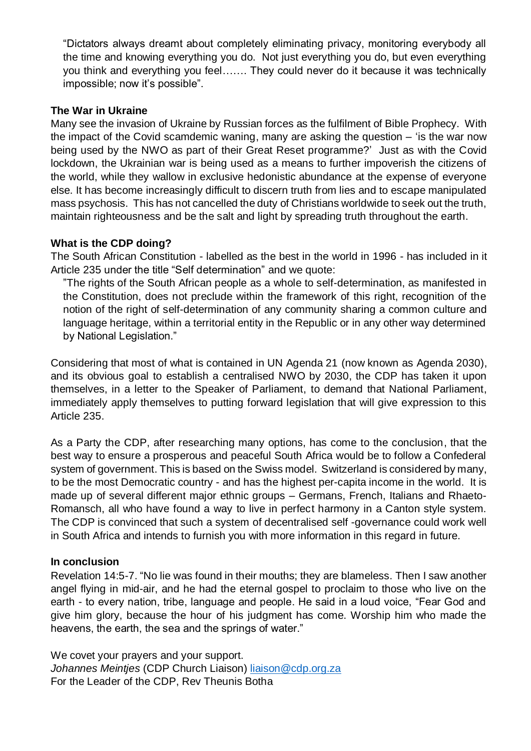"Dictators always dreamt about completely eliminating privacy, monitoring everybody all the time and knowing everything you do. Not just everything you do, but even everything you think and everything you feel……. They could never do it because it was technically impossible; now it's possible".

**The War in Ukraine**

Many see the invasion of Ukraine by Russian forces as the fulfilment of Bible Prophecy. With the impact of the Covid scamdemic waning, many are asking the question – 'is the war now being used by the NWO as part of their Great Reset programme?' Just as with the Covid lockdown, the Ukrainian war is being used as a means to further impoverish the citizens of the world, while they wallow in exclusive hedonistic abundance at the expense of everyone else. It has become increasingly difficult to discern truth from lies and to escape manipulated mass psychosis. This has not cancelled the duty of Christians worldwide to seek out the truth, maintain righteousness and be the salt and light by spreading truth throughout the earth.

**What is the CDP doing?**

The South African Constitution - labelled as the best in the world in 1996 - has included in it Article 235 under the title "Self determination" and we quote:

"The rights of the South African people as a whole to self-determination, as manifested in the Constitution, does not preclude within the framework of this right, recognition of the notion of the right of self-determination of any community sharing a common culture and language heritage, within a territorial entity in the Republic or in any other way determined by National Legislation."

Considering that most of what is contained in UN Agenda 21 (now known as Agenda 2030), and its obvious goal to establish a centralised NWO by 2030, the CDP has taken it upon themselves, in a letter to the Speaker of Parliament, to demand that National Parliament, immediately apply themselves to putting forward legislation that will give expression to this Article 235.

As a Party the CDP, after researching many options, has come to the conclusion, that the best way to ensure a prosperous and peaceful South Africa would be to follow a Confederal system of government. This is based on the Swiss model. Switzerland is considered by many, to be the most Democratic country - and has the highest per-capita income in the world. It is made up of several different major ethnic groups – Germans, French, Italians and Rhaeto-Romansch, all who have found a way to live in perfect harmony in a Canton style system. The CDP is convinced that such a system of decentralised self -governance could work well in South Africa and intends to furnish you with more information in this regard in future.

**In conclusion**

Revelation 14:5-7. "No lie was found in their mouths; they are blameless. Then I saw another angel flying in mid-air, and he had the eternal gospel to proclaim to those who live on the earth - to every nation, tribe, language and people. He said in a loud voice, "Fear God and give him glory, because the hour of his judgment has come. Worship him who made the heavens, the earth, the sea and the springs of water."

We covet your prayers and your support.
*Johannes Meintjes* (CDP Church Liaison) liaison@cdp.org.za
For the Leader of the CDP, Rev Theunis Botha